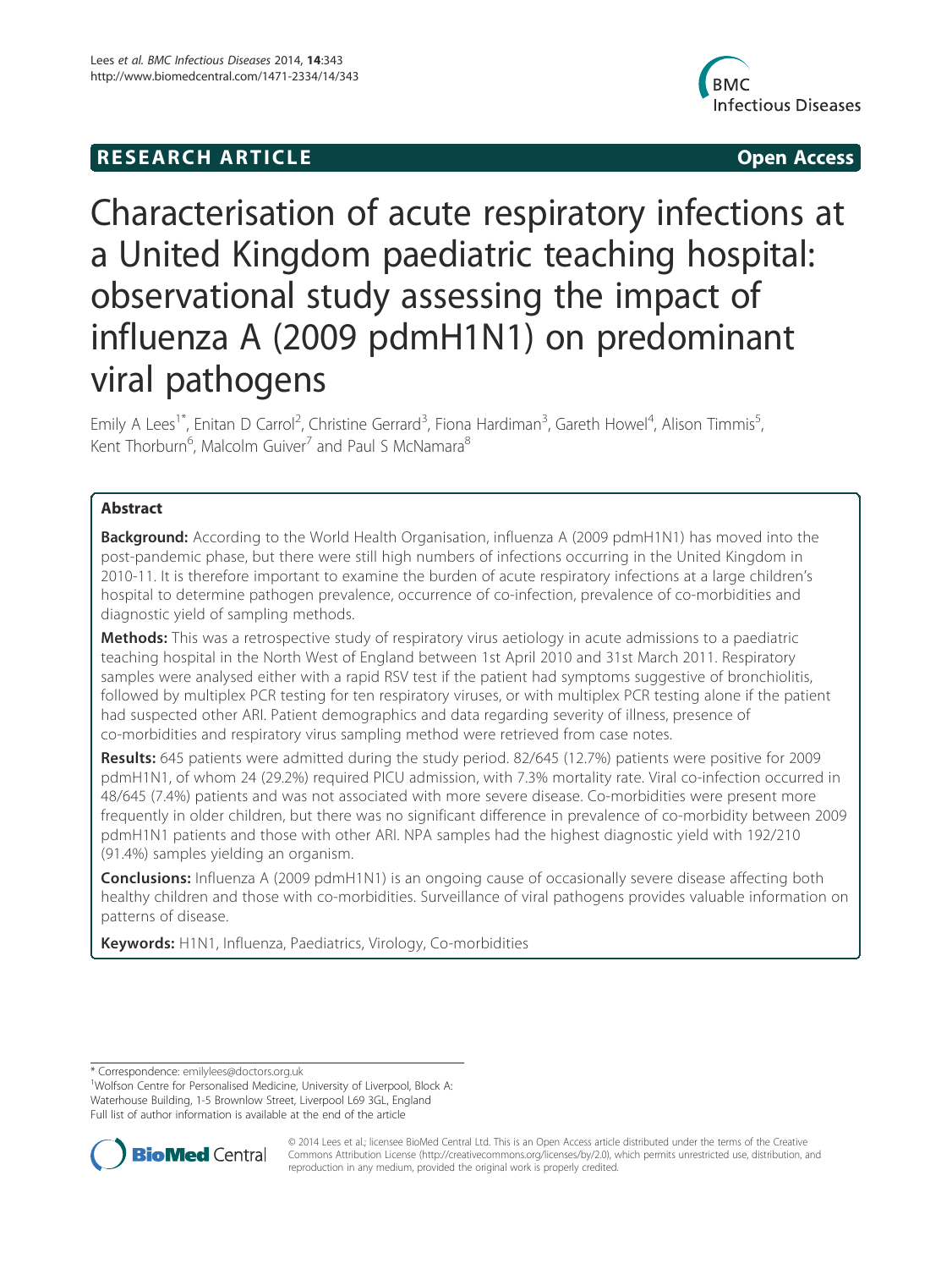RESEARCH ARTICLE Open Access

# Characterisation of acute respiratory infections at a United Kingdom paediatric teaching hospital: observational study assessing the impact of influenza A (2009 pdmH1N1) on predominant viral pathogens

Emily A Lees[1*], Enitan D Carrol[2], Christine Gerrard[3], Fiona Hardiman[3], Gareth Howel[4], Alison Timmis[5], Kent Thorburn[6], Malcolm Guiver[7] and Paul S McNamara[8]

## Abstract

**Background:** According to the World Health Organisation, influenza A (2009 pdmH1N1) has moved into the post-pandemic phase, but there were still high numbers of infections occurring in the United Kingdom in 2010-11. It is therefore important to examine the burden of acute respiratory infections at a large children's hospital to determine pathogen prevalence, occurrence of co-infection, prevalence of co-morbidities and diagnostic yield of sampling methods.

**Methods:** This was a retrospective study of respiratory virus aetiology in acute admissions to a paediatric teaching hospital in the North West of England between 1st April 2010 and 31st March 2011. Respiratory samples were analysed either with a rapid RSV test if the patient had symptoms suggestive of bronchiolitis, followed by multiplex PCR testing for ten respiratory viruses, or with multiplex PCR testing alone if the patient had suspected other ARI. Patient demographics and data regarding severity of illness, presence of co-morbidities and respiratory virus sampling method were retrieved from case notes.

**Results:** 645 patients were admitted during the study period. 82/645 (12.7%) patients were positive for 2009 pdmH1N1, of whom 24 (29.2%) required PICU admission, with 7.3% mortality rate. Viral co-infection occurred in 48/645 (7.4%) patients and was not associated with more severe disease. Co-morbidities were present more frequently in older children, but there was no significant difference in prevalence of co-morbidity between 2009 pdmH1N1 patients and those with other ARI. NPA samples had the highest diagnostic yield with 192/210 (91.4%) samples yielding an organism.

**Conclusions:** Influenza A (2009 pdmH1N1) is an ongoing cause of occasionally severe disease affecting both healthy children and those with co-morbidities. Surveillance of viral pathogens provides valuable information on patterns of disease.

**Keywords:** H1N1, Influenza, Paediatrics, Virology, Co-morbidities

---

\* Correspondence: emilylees@doctors.org.uk
[1]Wolfson Centre for Personalised Medicine, University of Liverpool, Block A: Waterhouse Building, 1-5 Brownlow Street, Liverpool L69 3GL, England
Full list of author information is available at the end of the article

© 2014 Lees et al.; licensee BioMed Central Ltd. This is an Open Access article distributed under the terms of the Creative Commons Attribution License (http://creativecommons.org/licenses/by/2.0), which permits unrestricted use, distribution, and reproduction in any medium, provided the original work is properly credited.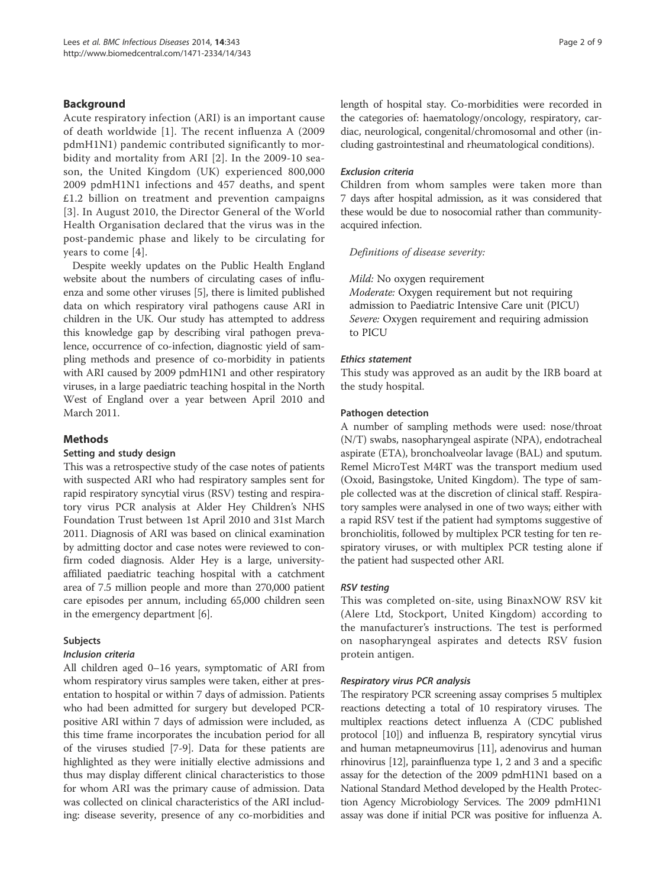## Background

Acute respiratory infection (ARI) is an important cause of death worldwide [1]. The recent influenza A (2009 pdmH1N1) pandemic contributed significantly to morbidity and mortality from ARI [2]. In the 2009-10 season, the United Kingdom (UK) experienced 800,000 2009 pdmH1N1 infections and 457 deaths, and spent £1.2 billion on treatment and prevention campaigns [3]. In August 2010, the Director General of the World Health Organisation declared that the virus was in the post-pandemic phase and likely to be circulating for years to come [4].

Despite weekly updates on the Public Health England website about the numbers of circulating cases of influenza and some other viruses [5], there is limited published data on which respiratory viral pathogens cause ARI in children in the UK. Our study has attempted to address this knowledge gap by describing viral pathogen prevalence, occurrence of co-infection, diagnostic yield of sampling methods and presence of co-morbidity in patients with ARI caused by 2009 pdmH1N1 and other respiratory viruses, in a large paediatric teaching hospital in the North West of England over a year between April 2010 and March 2011.

## Methods

### Setting and study design

This was a retrospective study of the case notes of patients with suspected ARI who had respiratory samples sent for rapid respiratory syncytial virus (RSV) testing and respiratory virus PCR analysis at Alder Hey Children's NHS Foundation Trust between 1st April 2010 and 31st March 2011. Diagnosis of ARI was based on clinical examination by admitting doctor and case notes were reviewed to confirm coded diagnosis. Alder Hey is a large, university-affiliated paediatric teaching hospital with a catchment area of 7.5 million people and more than 270,000 patient care episodes per annum, including 65,000 children seen in the emergency department [6].

### Subjects

#### *Inclusion criteria*

All children aged 0–16 years, symptomatic of ARI from whom respiratory virus samples were taken, either at presentation to hospital or within 7 days of admission. Patients who had been admitted for surgery but developed PCR-positive ARI within 7 days of admission were included, as this time frame incorporates the incubation period for all of the viruses studied [7-9]. Data for these patients are highlighted as they were initially elective admissions and thus may display different clinical characteristics to those for whom ARI was the primary cause of admission. Data was collected on clinical characteristics of the ARI including: disease severity, presence of any co-morbidities and length of hospital stay. Co-morbidities were recorded in the categories of: haematology/oncology, respiratory, cardiac, neurological, congenital/chromosomal and other (including gastrointestinal and rheumatological conditions).

#### *Exclusion criteria*

Children from whom samples were taken more than 7 days after hospital admission, as it was considered that these would be due to nosocomial rather than community-acquired infection.

*Definitions of disease severity:*

*Mild:* No oxygen requirement
*Moderate:* Oxygen requirement but not requiring admission to Paediatric Intensive Care unit (PICU)
*Severe:* Oxygen requirement and requiring admission to PICU

#### *Ethics statement*

This study was approved as an audit by the IRB board at the study hospital.

### Pathogen detection

A number of sampling methods were used: nose/throat (N/T) swabs, nasopharyngeal aspirate (NPA), endotracheal aspirate (ETA), bronchoalveolar lavage (BAL) and sputum. Remel MicroTest M4RT was the transport medium used (Oxoid, Basingstoke, United Kingdom). The type of sample collected was at the discretion of clinical staff. Respiratory samples were analysed in one of two ways; either with a rapid RSV test if the patient had symptoms suggestive of bronchiolitis, followed by multiplex PCR testing for ten respiratory viruses, or with multiplex PCR testing alone if the patient had suspected other ARI.

#### *RSV testing*

This was completed on-site, using BinaxNOW RSV kit (Alere Ltd, Stockport, United Kingdom) according to the manufacturer's instructions. The test is performed on nasopharyngeal aspirates and detects RSV fusion protein antigen.

#### *Respiratory virus PCR analysis*

The respiratory PCR screening assay comprises 5 multiplex reactions detecting a total of 10 respiratory viruses. The multiplex reactions detect influenza A (CDC published protocol [10]) and influenza B, respiratory syncytial virus and human metapneumovirus [11], adenovirus and human rhinovirus [12], parainfluenza type 1, 2 and 3 and a specific assay for the detection of the 2009 pdmH1N1 based on a National Standard Method developed by the Health Protection Agency Microbiology Services. The 2009 pdmH1N1 assay was done if initial PCR was positive for influenza A.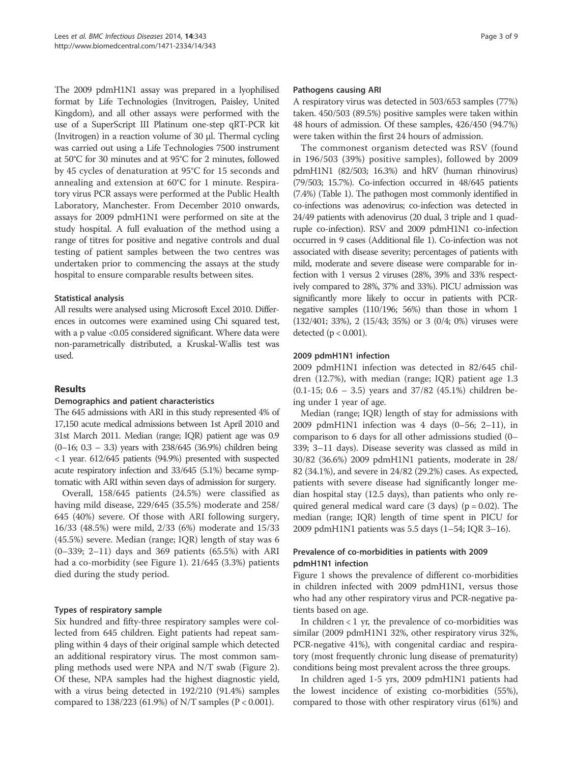The 2009 pdmH1N1 assay was prepared in a lyophilised format by Life Technologies (Invitrogen, Paisley, United Kingdom), and all other assays were performed with the use of a SuperScript III Platinum one-step qRT-PCR kit (Invitrogen) in a reaction volume of 30 μl. Thermal cycling was carried out using a Life Technologies 7500 instrument at 50°C for 30 minutes and at 95°C for 2 minutes, followed by 45 cycles of denaturation at 95°C for 15 seconds and annealing and extension at 60°C for 1 minute. Respiratory virus PCR assays were performed at the Public Health Laboratory, Manchester. From December 2010 onwards, assays for 2009 pdmH1N1 were performed on site at the study hospital. A full evaluation of the method using a range of titres for positive and negative controls and dual testing of patient samples between the two centres was undertaken prior to commencing the assays at the study hospital to ensure comparable results between sites.

### Statistical analysis

All results were analysed using Microsoft Excel 2010. Differences in outcomes were examined using Chi squared test, with a p value <0.05 considered significant. Where data were non-parametrically distributed, a Kruskal-Wallis test was used.

## Results

### Demographics and patient characteristics

The 645 admissions with ARI in this study represented 4% of 17,150 acute medical admissions between 1st April 2010 and 31st March 2011. Median (range; IQR) patient age was 0.9 (0–16; 0.3 – 3.3) years with 238/645 (36.9%) children being < 1 year. 612/645 patients (94.9%) presented with suspected acute respiratory infection and 33/645 (5.1%) became symptomatic with ARI within seven days of admission for surgery.

Overall, 158/645 patients (24.5%) were classified as having mild disease, 229/645 (35.5%) moderate and 258/645 (40%) severe. Of those with ARI following surgery, 16/33 (48.5%) were mild, 2/33 (6%) moderate and 15/33 (45.5%) severe. Median (range; IQR) length of stay was 6 (0–339; 2–11) days and 369 patients (65.5%) with ARI had a co-morbidity (see Figure 1). 21/645 (3.3%) patients died during the study period.

### Types of respiratory sample

Six hundred and fifty-three respiratory samples were collected from 645 children. Eight patients had repeat sampling within 4 days of their original sample which detected an additional respiratory virus. The most common sampling methods used were NPA and N/T swab (Figure 2). Of these, NPA samples had the highest diagnostic yield, with a virus being detected in 192/210 (91.4%) samples compared to 138/223 (61.9%) of N/T samples ($P < 0.001$).

### Pathogens causing ARI

A respiratory virus was detected in 503/653 samples (77%) taken. 450/503 (89.5%) positive samples were taken within 48 hours of admission. Of these samples, 426/450 (94.7%) were taken within the first 24 hours of admission.

The commonest organism detected was RSV (found in 196/503 (39%) positive samples), followed by 2009 pdmH1N1 (82/503; 16.3%) and hRV (human rhinovirus) (79/503; 15.7%). Co-infection occurred in 48/645 patients (7.4%) (Table 1). The pathogen most commonly identified in co-infections was adenovirus; co-infection was detected in 24/49 patients with adenovirus (20 dual, 3 triple and 1 quadruple co-infection). RSV and 2009 pdmH1N1 co-infection occurred in 9 cases (Additional file 1). Co-infection was not associated with disease severity; percentages of patients with mild, moderate and severe disease were comparable for infection with 1 versus 2 viruses (28%, 39% and 33% respectively compared to 28%, 37% and 33%). PICU admission was significantly more likely to occur in patients with PCR-negative samples (110/196; 56%) than those in whom 1 (132/401; 33%), 2 (15/43; 35%) or 3 (0/4; 0%) viruses were detected ($p < 0.001$).

### 2009 pdmH1N1 infection

2009 pdmH1N1 infection was detected in 82/645 children (12.7%), with median (range; IQR) patient age 1.3 (0.1-15; 0.6 – 3.5) years and 37/82 (45.1%) children being under 1 year of age.

Median (range; IQR) length of stay for admissions with 2009 pdmH1N1 infection was 4 days (0–56; 2–11), in comparison to 6 days for all other admissions studied (0–339; 3–11 days). Disease severity was classed as mild in 30/82 (36.6%) 2009 pdmH1N1 patients, moderate in 28/82 (34.1%), and severe in 24/82 (29.2%) cases. As expected, patients with severe disease had significantly longer median hospital stay (12.5 days), than patients who only required general medical ward care (3 days) ($p = 0.02$). The median (range; IQR) length of time spent in PICU for 2009 pdmH1N1 patients was 5.5 days (1–54; IQR 3–16).

### Prevalence of co-morbidities in patients with 2009 pdmH1N1 infection

Figure 1 shows the prevalence of different co-morbidities in children infected with 2009 pdmH1N1, versus those who had any other respiratory virus and PCR-negative patients based on age.

In children < 1 yr, the prevalence of co-morbidities was similar (2009 pdmH1N1 32%, other respiratory virus 32%, PCR-negative 41%), with congenital cardiac and respiratory (most frequently chronic lung disease of prematurity) conditions being most prevalent across the three groups.

In children aged 1-5 yrs, 2009 pdmH1N1 patients had the lowest incidence of existing co-morbidities (55%), compared to those with other respiratory virus (61%) and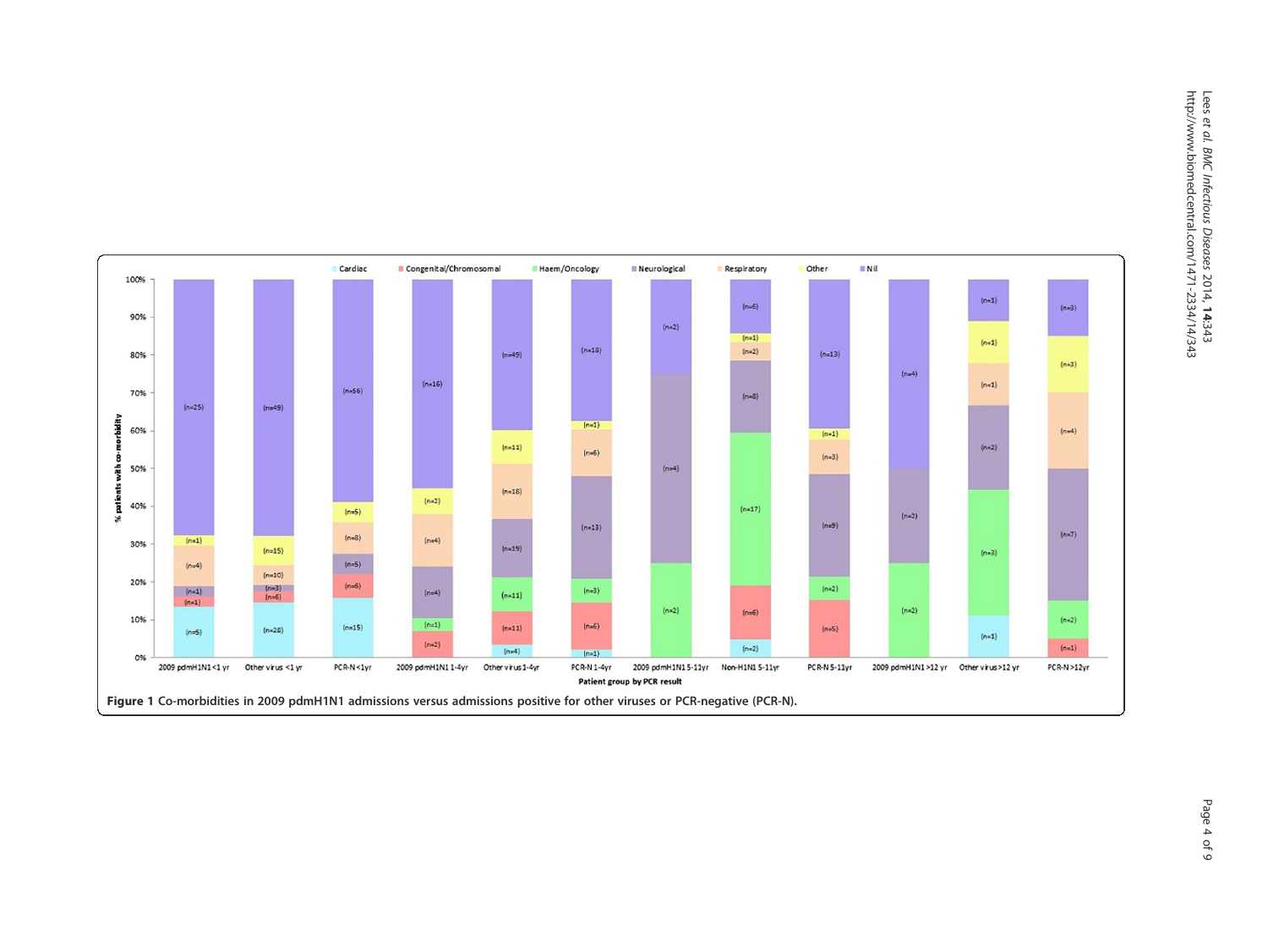Figure 1 Co-morbidities in 2009 pdmH1N1 admissions versus admissions positive for other viruses or PCR-negative (PCR-N).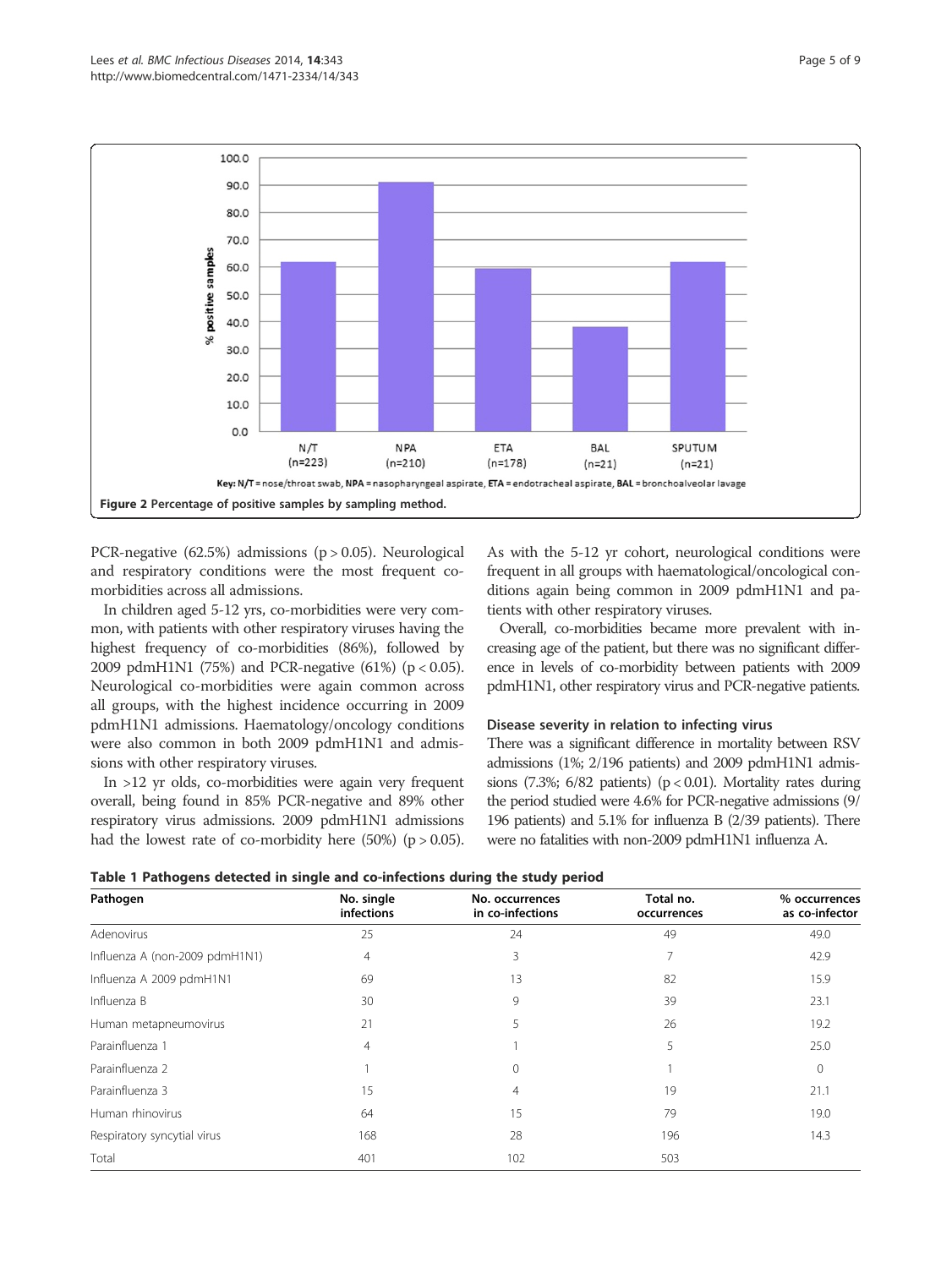Key: N/T = nose/throat swab, NPA = nasopharyngeal aspirate, ETA = endotracheal aspirate, BAL = bronchoalveolar lavage

**Figure 2 Percentage of positive samples by sampling method.**

PCR-negative (62.5%) admissions ($p > 0.05$). Neurological and respiratory conditions were the most frequent co-morbidities across all admissions.

In children aged 5-12 yrs, co-morbidities were very common, with patients with other respiratory viruses having the highest frequency of co-morbidities (86%), followed by 2009 pdmH1N1 (75%) and PCR-negative (61%) ($p < 0.05$). Neurological co-morbidities were again common across all groups, with the highest incidence occurring in 2009 pdmH1N1 admissions. Haematology/oncology conditions were also common in both 2009 pdmH1N1 and admissions with other respiratory viruses.

In >12 yr olds, co-morbidities were again very frequent overall, being found in 85% PCR-negative and 89% other respiratory virus admissions. 2009 pdmH1N1 admissions had the lowest rate of co-morbidity here (50%) ($p > 0.05$). As with the 5-12 yr cohort, neurological conditions were frequent in all groups with haematological/oncological conditions again being common in 2009 pdmH1N1 and patients with other respiratory viruses.

Overall, co-morbidities became more prevalent with increasing age of the patient, but there was no significant difference in levels of co-morbidity between patients with 2009 pdmH1N1, other respiratory virus and PCR-negative patients.

### Disease severity in relation to infecting virus

There was a significant difference in mortality between RSV admissions (1%; 2/196 patients) and 2009 pdmH1N1 admissions (7.3%; 6/82 patients) ($p < 0.01$). Mortality rates during the period studied were 4.6% for PCR-negative admissions (9/196 patients) and 5.1% for influenza B (2/39 patients). There were no fatalities with non-2009 pdmH1N1 influenza A.

**Table 1 Pathogens detected in single and co-infections during the study period**

| Pathogen | No. single infections | No. occurrences in co-infections | Total no. occurrences | % occurrences as co-infector |
|---|---|---|---|---|
| Adenovirus | 25 | 24 | 49 | 49.0 |
| Influenza A (non-2009 pdmH1N1) | 4 | 3 | 7 | 42.9 |
| Influenza A 2009 pdmH1N1 | 69 | 13 | 82 | 15.9 |
| Influenza B | 30 | 9 | 39 | 23.1 |
| Human metapneumovirus | 21 | 5 | 26 | 19.2 |
| Parainfluenza 1 | 4 | 1 | 5 | 25.0 |
| Parainfluenza 2 | 1 | 0 | 1 | 0 |
| Parainfluenza 3 | 15 | 4 | 19 | 21.1 |
| Human rhinovirus | 64 | 15 | 79 | 19.0 |
| Respiratory syncytial virus | 168 | 28 | 196 | 14.3 |
| Total | 401 | 102 | 503 | |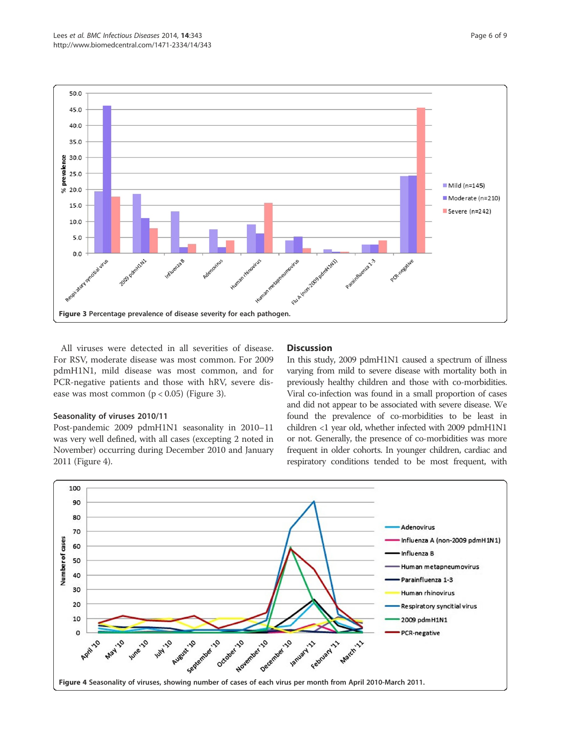Figure 3 Percentage prevalence of disease severity for each pathogen.

All viruses were detected in all severities of disease. For RSV, moderate disease was most common. For 2009 pdmH1N1, mild disease was most common, and for PCR-negative patients and those with hRV, severe disease was most common ($p < 0.05$) (Figure 3).

### Seasonality of viruses 2010/11

Post-pandemic 2009 pdmH1N1 seasonality in 2010–11 was very well defined, with all cases (excepting 2 noted in November) occurring during December 2010 and January 2011 (Figure 4).

## Discussion

In this study, 2009 pdmH1N1 caused a spectrum of illness varying from mild to severe disease with mortality both in previously healthy children and those with co-morbidities. Viral co-infection was found in a small proportion of cases and did not appear to be associated with severe disease. We found the prevalence of co-morbidities to be least in children <1 year old, whether infected with 2009 pdmH1N1 or not. Generally, the presence of co-morbidities was more frequent in older cohorts. In younger children, cardiac and respiratory conditions tended to be most frequent, with

Figure 4 Seasonality of viruses, showing number of cases of each virus per month from April 2010-March 2011.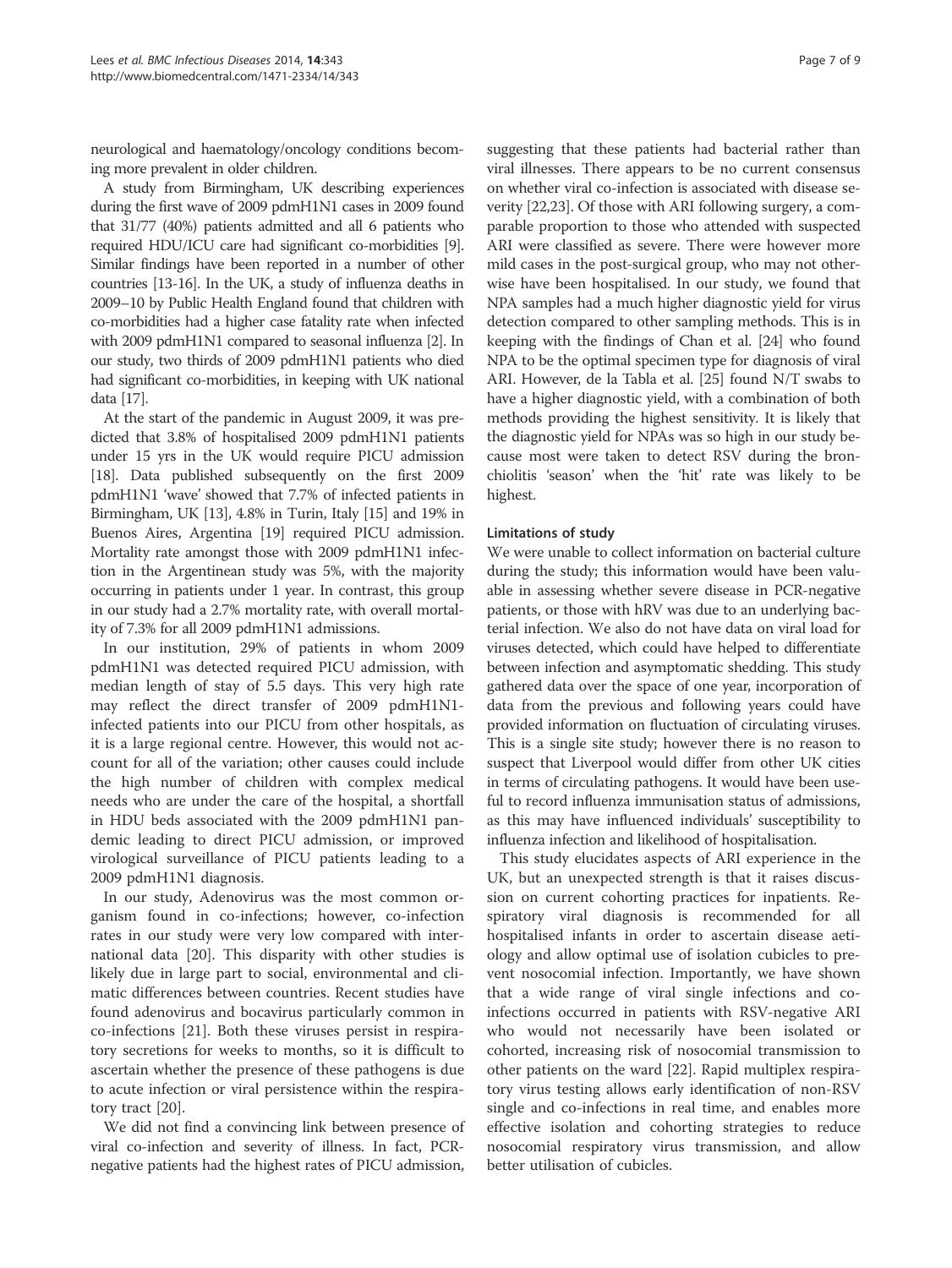neurological and haematology/oncology conditions becoming more prevalent in older children.

A study from Birmingham, UK describing experiences during the first wave of 2009 pdmH1N1 cases in 2009 found that 31/77 (40%) patients admitted and all 6 patients who required HDU/ICU care had significant co-morbidities [9]. Similar findings have been reported in a number of other countries [13-16]. In the UK, a study of influenza deaths in 2009–10 by Public Health England found that children with co-morbidities had a higher case fatality rate when infected with 2009 pdmH1N1 compared to seasonal influenza [2]. In our study, two thirds of 2009 pdmH1N1 patients who died had significant co-morbidities, in keeping with UK national data [17].

At the start of the pandemic in August 2009, it was predicted that 3.8% of hospitalised 2009 pdmH1N1 patients under 15 yrs in the UK would require PICU admission [18]. Data published subsequently on the first 2009 pdmH1N1 'wave' showed that 7.7% of infected patients in Birmingham, UK [13], 4.8% in Turin, Italy [15] and 19% in Buenos Aires, Argentina [19] required PICU admission. Mortality rate amongst those with 2009 pdmH1N1 infection in the Argentinean study was 5%, with the majority occurring in patients under 1 year. In contrast, this group in our study had a 2.7% mortality rate, with overall mortality of 7.3% for all 2009 pdmH1N1 admissions.

In our institution, 29% of patients in whom 2009 pdmH1N1 was detected required PICU admission, with median length of stay of 5.5 days. This very high rate may reflect the direct transfer of 2009 pdmH1N1-infected patients into our PICU from other hospitals, as it is a large regional centre. However, this would not account for all of the variation; other causes could include the high number of children with complex medical needs who are under the care of the hospital, a shortfall in HDU beds associated with the 2009 pdmH1N1 pandemic leading to direct PICU admission, or improved virological surveillance of PICU patients leading to a 2009 pdmH1N1 diagnosis.

In our study, Adenovirus was the most common organism found in co-infections; however, co-infection rates in our study were very low compared with international data [20]. This disparity with other studies is likely due in large part to social, environmental and climatic differences between countries. Recent studies have found adenovirus and bocavirus particularly common in co-infections [21]. Both these viruses persist in respiratory secretions for weeks to months, so it is difficult to ascertain whether the presence of these pathogens is due to acute infection or viral persistence within the respiratory tract [20].

We did not find a convincing link between presence of viral co-infection and severity of illness. In fact, PCR-negative patients had the highest rates of PICU admission, suggesting that these patients had bacterial rather than viral illnesses. There appears to be no current consensus on whether viral co-infection is associated with disease severity [22,23]. Of those with ARI following surgery, a comparable proportion to those who attended with suspected ARI were classified as severe. There were however more mild cases in the post-surgical group, who may not otherwise have been hospitalised. In our study, we found that NPA samples had a much higher diagnostic yield for virus detection compared to other sampling methods. This is in keeping with the findings of Chan et al. [24] who found NPA to be the optimal specimen type for diagnosis of viral ARI. However, de la Tabla et al. [25] found N/T swabs to have a higher diagnostic yield, with a combination of both methods providing the highest sensitivity. It is likely that the diagnostic yield for NPAs was so high in our study because most were taken to detect RSV during the bronchiolitis 'season' when the 'hit' rate was likely to be highest.

#### Limitations of study

We were unable to collect information on bacterial culture during the study; this information would have been valuable in assessing whether severe disease in PCR-negative patients, or those with hRV was due to an underlying bacterial infection. We also do not have data on viral load for viruses detected, which could have helped to differentiate between infection and asymptomatic shedding. This study gathered data over the space of one year, incorporation of data from the previous and following years could have provided information on fluctuation of circulating viruses. This is a single site study; however there is no reason to suspect that Liverpool would differ from other UK cities in terms of circulating pathogens. It would have been useful to record influenza immunisation status of admissions, as this may have influenced individuals' susceptibility to influenza infection and likelihood of hospitalisation.

This study elucidates aspects of ARI experience in the UK, but an unexpected strength is that it raises discussion on current cohorting practices for inpatients. Respiratory viral diagnosis is recommended for all hospitalised infants in order to ascertain disease aetiology and allow optimal use of isolation cubicles to prevent nosocomial infection. Importantly, we have shown that a wide range of viral single infections and co-infections occurred in patients with RSV-negative ARI who would not necessarily have been isolated or cohorted, increasing risk of nosocomial transmission to other patients on the ward [22]. Rapid multiplex respiratory virus testing allows early identification of non-RSV single and co-infections in real time, and enables more effective isolation and cohorting strategies to reduce nosocomial respiratory virus transmission, and allow better utilisation of cubicles.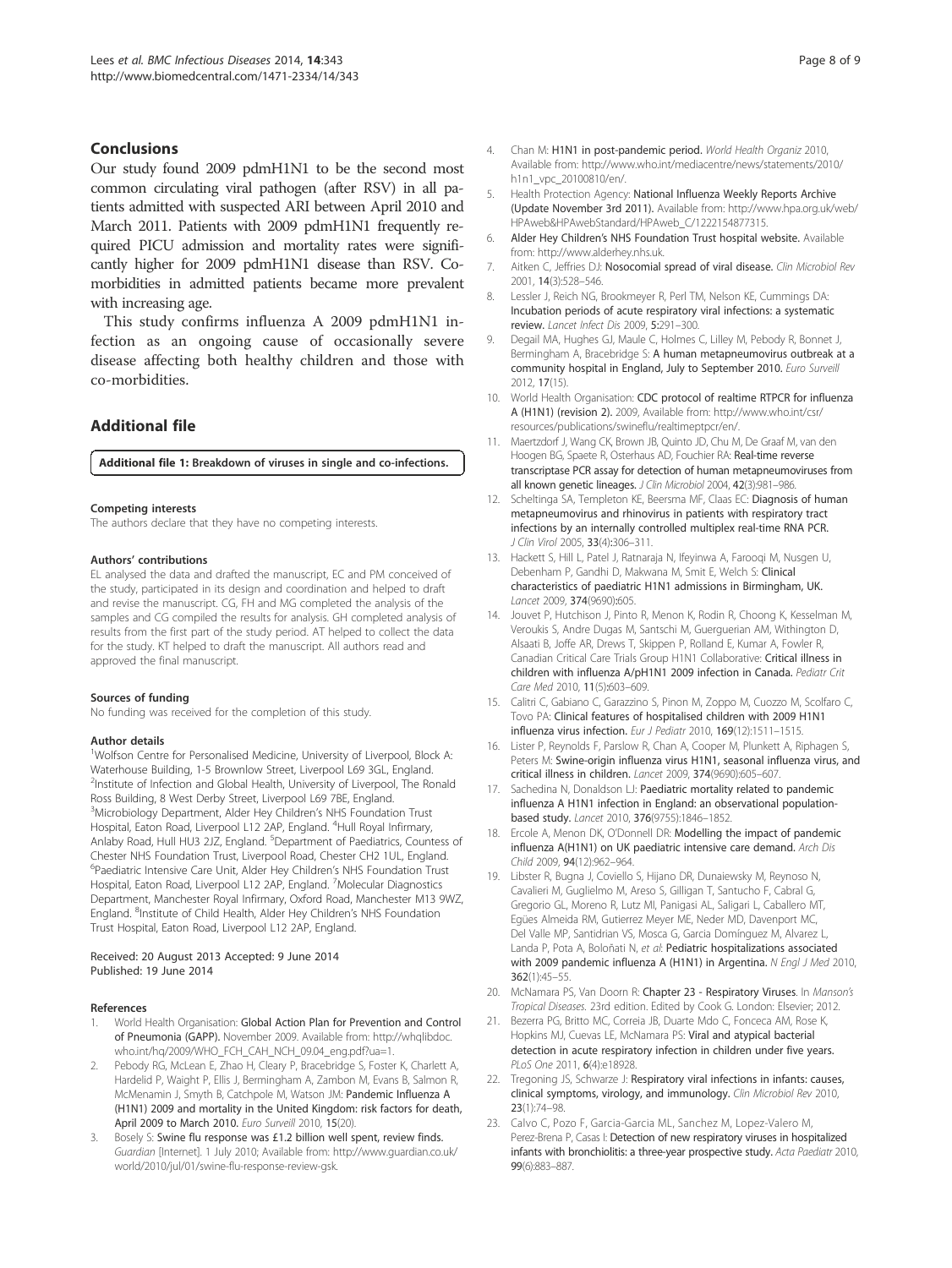## Conclusions

Our study found 2009 pdmH1N1 to be the second most common circulating viral pathogen (after RSV) in all patients admitted with suspected ARI between April 2010 and March 2011. Patients with 2009 pdmH1N1 frequently required PICU admission and mortality rates were significantly higher for 2009 pdmH1N1 disease than RSV. Co-morbidities in admitted patients became more prevalent with increasing age.

This study confirms influenza A 2009 pdmH1N1 infection as an ongoing cause of occasionally severe disease affecting both healthy children and those with co-morbidities.

## Additional file

**Additional file 1: Breakdown of viruses in single and co-infections.**

#### Competing interests

The authors declare that they have no competing interests.

#### Authors' contributions

EL analysed the data and drafted the manuscript, EC and PM conceived of the study, participated in its design and coordination and helped to draft and revise the manuscript. CG, FH and MG completed the analysis of the samples and CG compiled the results for analysis. GH completed analysis of results from the first part of the study period. AT helped to collect the data for the study. KT helped to draft the manuscript. All authors read and approved the final manuscript.

#### Sources of funding

No funding was received for the completion of this study.

#### Author details

[1]Wolfson Centre for Personalised Medicine, University of Liverpool, Block A: Waterhouse Building, 1-5 Brownlow Street, Liverpool L69 3GL, England. [2]Institute of Infection and Global Health, University of Liverpool, The Ronald Ross Building, 8 West Derby Street, Liverpool L69 7BE, England. [3]Microbiology Department, Alder Hey Children's NHS Foundation Trust Hospital, Eaton Road, Liverpool L12 2AP, England. [4]Hull Royal Infirmary, Anlaby Road, Hull HU3 2JZ, England. [5]Department of Paediatrics, Countess of Chester NHS Foundation Trust, Liverpool Road, Chester CH2 1UL, England. [6]Paediatric Intensive Care Unit, Alder Hey Children's NHS Foundation Trust Hospital, Eaton Road, Liverpool L12 2AP, England. [7]Molecular Diagnostics Department, Manchester Royal Infirmary, Oxford Road, Manchester M13 9WZ, England. [8]Institute of Child Health, Alder Hey Children's NHS Foundation Trust Hospital, Eaton Road, Liverpool L12 2AP, England.

Received: 20 August 2013 Accepted: 9 June 2014
Published: 19 June 2014

#### References

1. World Health Organisation: **Global Action Plan for Prevention and Control of Pneumonia (GAPP).** November 2009. Available from: http://whqlibdoc.who.int/hq/2009/WHO_FCH_CAH_NCH_09.04_eng.pdf?ua=1.
2. Pebody RG, McLean E, Zhao H, Cleary P, Bracebridge S, Foster K, Charlett A, Hardelid P, Waight P, Ellis J, Bermingham A, Zambon M, Evans B, Salmon R, McMenamin J, Smyth B, Catchpole M, Watson JM: **Pandemic Influenza A (H1N1) 2009 and mortality in the United Kingdom: risk factors for death, April 2009 to March 2010.** *Euro Surveill* 2010, **15**(20).
3. Bosely S: **Swine flu response was £1.2 billion well spent, review finds.** *Guardian* [Internet]. 1 July 2010; Available from: http://www.guardian.co.uk/world/2010/jul/01/swine-flu-response-review-gsk.
4. Chan M: **H1N1 in post-pandemic period.** *World Health Organiz* 2010, Available from: http://www.who.int/mediacentre/news/statements/2010/h1n1_vpc_20100810/en/.
5. Health Protection Agency: **National Influenza Weekly Reports Archive (Update November 3rd 2011).** Available from: http://www.hpa.org.uk/web/HPAweb&HPAwebStandard/HPAweb_C/1222154877315.
6. **Alder Hey Children's NHS Foundation Trust hospital website.** Available from: http://www.alderhey.nhs.uk.
7. Aitken C, Jeffries DJ: **Nosocomial spread of viral disease.** *Clin Microbiol Rev* 2001, **14**(3):528–546.
8. Lessler J, Reich NG, Brookmeyer R, Perl TM, Nelson KE, Cummings DA: **Incubation periods of acute respiratory viral infections: a systematic review.** *Lancet Infect Dis* 2009, **5**:291–300.
9. Degail MA, Hughes GJ, Maule C, Holmes C, Lilley M, Pebody R, Bonnet J, Bermingham A, Bracebridge S: **A human metapneumovirus outbreak at a community hospital in England, July to September 2010.** *Euro Surveill* 2012, **17**(15).
10. World Health Organisation: **CDC protocol of realtime RTPCR for influenza A (H1N1) (revision 2).** 2009, Available from: http://www.who.int/csr/resources/publications/swineflu/realtimeptpcr/en/.
11. Maertzdorf J, Wang CK, Brown JB, Quinto JD, Chu M, De Graaf M, van den Hoogen BG, Spaete R, Osterhaus AD, Fouchier RA: **Real-time reverse transcriptase PCR assay for detection of human metapneumoviruses from all known genetic lineages.** *J Clin Microbiol* 2004, **42**(3):981–986.
12. Scheltinga SA, Templeton KE, Beersma MF, Claas EC: **Diagnosis of human metapneumovirus and rhinovirus in patients with respiratory tract infections by an internally controlled multiplex real-time RNA PCR.** *J Clin Virol* 2005, **33**(4):306–311.
13. Hackett S, Hill L, Patel J, Ratnaraja N, Ifeyinwa A, Farooqi M, Nusgen U, Debenham P, Gandhi D, Makwana M, Smit E, Welch S: **Clinical characteristics of paediatric H1N1 admissions in Birmingham, UK.** *Lancet* 2009, **374**(9690):605.
14. Jouvet P, Hutchison J, Pinto R, Menon K, Rodin R, Choong K, Kesselman M, Veroukis S, Andre Dugas M, Santschi M, Guerguerian AM, Withington D, Alsaati B, Joffe AR, Drews T, Skippen P, Rolland E, Kumar A, Fowler R, Canadian Critical Care Trials Group H1N1 Collaborative: **Critical illness in children with influenza A/pH1N1 2009 infection in Canada.** *Pediatr Crit Care Med* 2010, **11**(5):603–609.
15. Calitri C, Gabiano C, Garazzino S, Pinon M, Zoppo M, Cuozzo M, Scolfaro C, Tovo PA: **Clinical features of hospitalised children with 2009 H1N1 influenza virus infection.** *Eur J Pediatr* 2010, **169**(12):1511–1515.
16. Lister P, Reynolds F, Parslow R, Chan A, Cooper M, Plunkett A, Riphagen S, Peters M: **Swine-origin influenza virus H1N1, seasonal influenza virus, and critical illness in children.** *Lancet* 2009, **374**(9690):605–607.
17. Sachedina N, Donaldson LJ: **Paediatric mortality related to pandemic influenza A H1N1 infection in England: an observational population-based study.** *Lancet* 2010, **376**(9755):1846–1852.
18. Ercole A, Menon DK, O'Donnell DR: **Modelling the impact of pandemic influenza A(H1N1) on UK paediatric intensive care demand.** *Arch Dis Child* 2009, **94**(12):962–964.
19. Libster R, Bugna J, Coviello S, Hijano DR, Dunaiewsky M, Reynoso N, Cavalieri M, Guglielmo M, Areso S, Gilligan T, Santucho F, Cabral G, Gregorio GL, Moreno R, Lutz MI, Panigasi AL, Saligari L, Caballero MT, Egües Almeida RM, Gutierrez Meyer ME, Neder MD, Davenport MC, Del Valle MP, Santidrian VS, Mosca G, Garcia Domínguez M, Alvarez L, Landa P, Pota A, Boloñati N, *et al*: **Pediatric hospitalizations associated with 2009 pandemic influenza A (H1N1) in Argentina.** *N Engl J Med* 2010, **362**(1):45–55.
20. McNamara PS, Van Doorn R: **Chapter 23 - Respiratory Viruses.** In *Manson's Tropical Diseases.* 23rd edition. Edited by Cook G. London: Elsevier; 2012.
21. Bezerra PG, Britto MC, Correia JB, Duarte Mdo C, Fonceca AM, Rose K, Hopkins MJ, Cuevas LE, McNamara PS: **Viral and atypical bacterial detection in acute respiratory infection in children under five years.** *PLoS One* 2011, **6**(4):e18928.
22. Tregoning JS, Schwarze J: **Respiratory viral infections in infants: causes, clinical symptoms, virology, and immunology.** *Clin Microbiol Rev* 2010, **23**(1):74–98.
23. Calvo C, Pozo F, Garcia-Garcia ML, Sanchez M, Lopez-Valero M, Perez-Breña P, Casas I: **Detection of new respiratory viruses in hospitalized infants with bronchiolitis: a three-year prospective study.** *Acta Paediatr* 2010, **99**(6):883–887.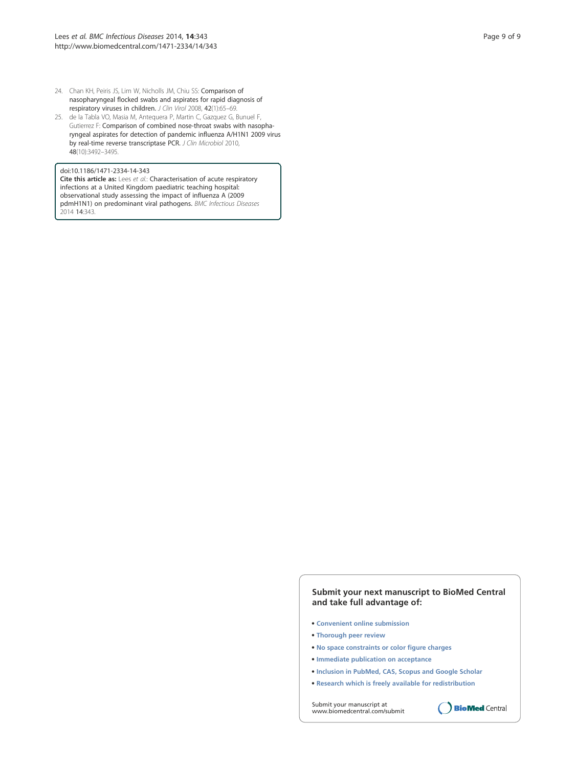24. Chan KH, Peiris JS, Lim W, Nicholls JM, Chiu SS: **Comparison of nasopharyngeal flocked swabs and aspirates for rapid diagnosis of respiratory viruses in children.** *J Clin Virol* 2008, **42**(1):65–69.
25. de la Tabla VO, Masia M, Antequera P, Martin C, Gazquez G, Bunuel F, Gutierrez F: **Comparison of combined nose-throat swabs with nasopharyngeal aspirates for detection of pandemic influenza A/H1N1 2009 virus by real-time reverse transcriptase PCR.** *J Clin Microbiol* 2010, **48**(10):3492–3495.

doi:10.1186/1471-2334-14-343

**Cite this article as:** Lees *et al.*: Characterisation of acute respiratory infections at a United Kingdom paediatric teaching hospital: observational study assessing the impact of influenza A (2009 pdmH1N1) on predominant viral pathogens. *BMC Infectious Diseases* 2014 **14**:343.

**Submit your next manuscript to BioMed Central and take full advantage of:**

- **Convenient online submission**
- **Thorough peer review**
- **No space constraints or color figure charges**
- **Immediate publication on acceptance**
- **Inclusion in PubMed, CAS, Scopus and Google Scholar**
- **Research which is freely available for redistribution**

Submit your manuscript at www.biomedcentral.com/submit

BioMed Central